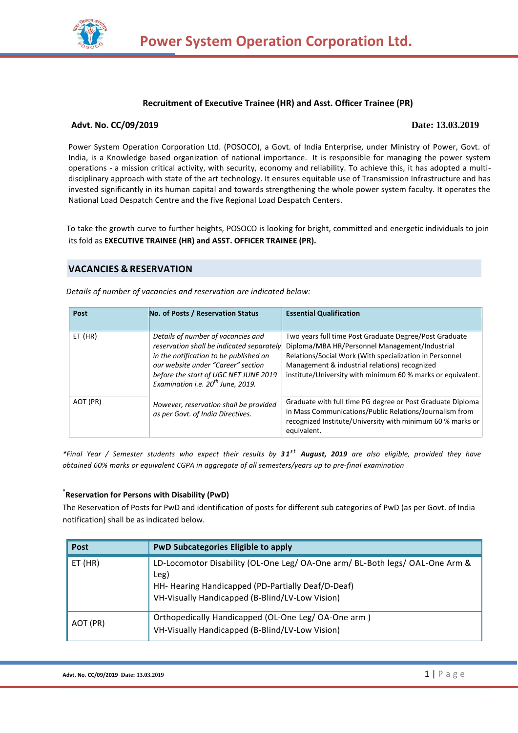# Power System Operation Corporation Ltd.

**Recruitment of Executive Trainee (HR) and Asst. Officer Trainee (PR)**

**Advt. No. CC/09/2019** **Date: 13.03.2019**

Power System Operation Corporation Ltd. (POSOCO), a Govt. of India Enterprise, under Ministry of Power, Govt. of India, is a Knowledge based organization of national importance. It is responsible for managing the power system operations - a mission critical activity, with security, economy and reliability. To achieve this, it has adopted a multi-disciplinary approach with state of the art technology. It ensures equitable use of Transmission Infrastructure and has invested significantly in its human capital and towards strengthening the whole power system faculty. It operates the National Load Despatch Centre and the five Regional Load Despatch Centers.

To take the growth curve to further heights, POSOCO is looking for bright, committed and energetic individuals to join its fold as **EXECUTIVE TRAINEE (HR) and ASST. OFFICER TRAINEE (PR).**

## VACANCIES & RESERVATION

*Details of number of vacancies and reservation are indicated below:*

| Post | No. of Posts / Reservation Status | Essential Qualification |
|---|---|---|
| ET (HR) | *Details of number of vacancies and reservation shall be indicated separately in the notification to be published on our website under "Career" section before the start of UGC NET JUNE 2019 Examination i.e. 20th June, 2019.* | Two years full time Post Graduate Degree/Post Graduate Diploma/MBA HR/Personnel Management/Industrial Relations/Social Work (With specialization in Personnel Management & industrial relations) recognized institute/University with minimum 60 % marks or equivalent. |
| AOT (PR) | *However, reservation shall be provided as per Govt. of India Directives.* | Graduate with full time PG degree or Post Graduate Diploma in Mass Communications/Public Relations/Journalism from recognized Institute/University with minimum 60 % marks or equivalent. |

*\*Final Year / Semester students who expect their results by **31st August, 2019** are also eligible, provided they have obtained 60% marks or equivalent CGPA in aggregate of all semesters/years up to pre-final examination*

**\*Reservation for Persons with Disability (PwD)**

The Reservation of Posts for PwD and identification of posts for different sub categories of PwD (as per Govt. of India notification) shall be as indicated below.

| Post | PwD Subcategories Eligible to apply |
|---|---|
| ET (HR) | LD-Locomotor Disability (OL-One Leg/ OA-One arm/ BL-Both legs/ OAL-One Arm & Leg)<br>HH- Hearing Handicapped (PD-Partially Deaf/D-Deaf)<br>VH-Visually Handicapped (B-Blind/LV-Low Vision) |
| AOT (PR) | Orthopedically Handicapped (OL-One Leg/ OA-One arm )<br>VH-Visually Handicapped (B-Blind/LV-Low Vision) |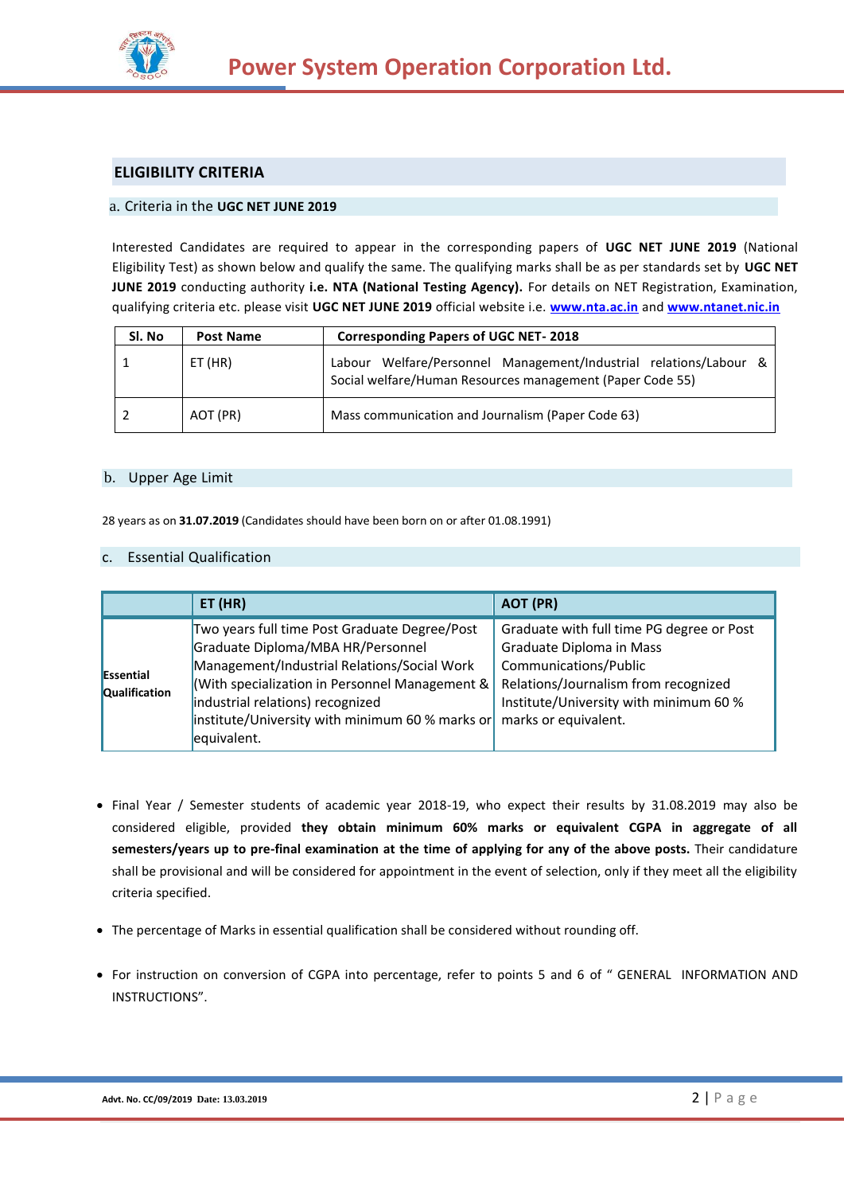## ELIGIBILITY CRITERIA

### a. Criteria in the **UGC NET JUNE 2019**

Interested Candidates are required to appear in the corresponding papers of **UGC NET JUNE 2019** (National Eligibility Test) as shown below and qualify the same. The qualifying marks shall be as per standards set by **UGC NET JUNE 2019** conducting authority **i.e. NTA (National Testing Agency).** For details on NET Registration, Examination, qualifying criteria etc. please visit **UGC NET JUNE 2019** official website i.e. **www.nta.ac.in** and **www.ntanet.nic.in**

| Sl. No | Post Name | Corresponding Papers of UGC NET- 2018 |
|---|---|---|
| 1 | ET (HR) | Labour Welfare/Personnel Management/Industrial relations/Labour & Social welfare/Human Resources management (Paper Code 55) |
| 2 | AOT (PR) | Mass communication and Journalism (Paper Code 63) |

### b. Upper Age Limit

28 years as on **31.07.2019** (Candidates should have been born on or after 01.08.1991)

### c. Essential Qualification

| | ET (HR) | AOT (PR) |
|---|---|---|
| **Essential Qualification** | Two years full time Post Graduate Degree/Post Graduate Diploma/MBA HR/Personnel Management/Industrial Relations/Social Work (With specialization in Personnel Management & industrial relations) recognized institute/University with minimum 60 % marks or equivalent. | Graduate with full time PG degree or Post Graduate Diploma in Mass Communications/Public Relations/Journalism from recognized Institute/University with minimum 60 % marks or equivalent. |

- Final Year / Semester students of academic year 2018-19, who expect their results by 31.08.2019 may also be considered eligible, provided **they obtain minimum 60% marks or equivalent CGPA in aggregate of all semesters/years up to pre-final examination at the time of applying for any of the above posts.** Their candidature shall be provisional and will be considered for appointment in the event of selection, only if they meet all the eligibility criteria specified.
- The percentage of Marks in essential qualification shall be considered without rounding off.
- For instruction on conversion of CGPA into percentage, refer to points 5 and 6 of " GENERAL INFORMATION AND INSTRUCTIONS".

Advt. No. CC/09/2019 Date: 13.03.2019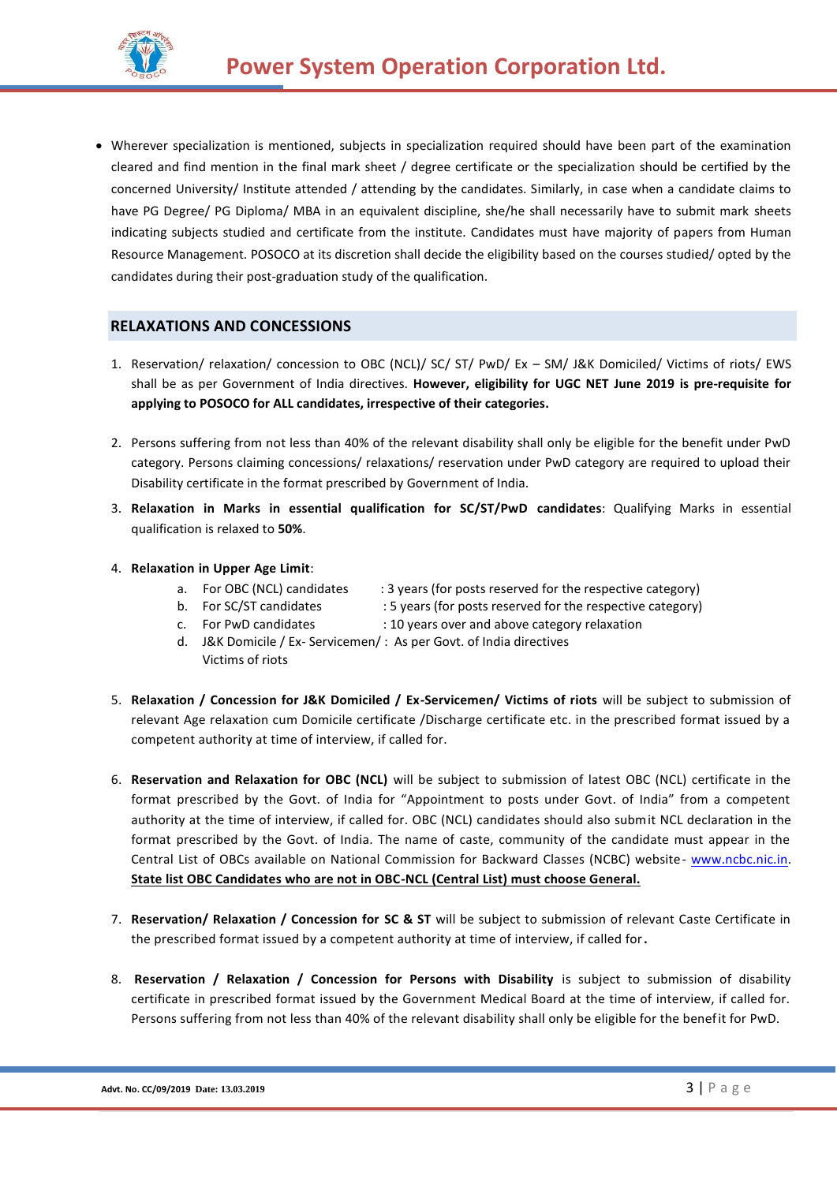- Wherever specialization is mentioned, subjects in specialization required should have been part of the examination cleared and find mention in the final mark sheet / degree certificate or the specialization should be certified by the concerned University/ Institute attended / attending by the candidates. Similarly, in case when a candidate claims to have PG Degree/ PG Diploma/ MBA in an equivalent discipline, she/he shall necessarily have to submit mark sheets indicating subjects studied and certificate from the institute. Candidates must have majority of papers from Human Resource Management. POSOCO at its discretion shall decide the eligibility based on the courses studied/ opted by the candidates during their post-graduation study of the qualification.

## RELAXATIONS AND CONCESSIONS

1. Reservation/ relaxation/ concession to OBC (NCL)/ SC/ ST/ PwD/ Ex – SM/ J&K Domiciled/ Victims of riots/ EWS shall be as per Government of India directives. **However, eligibility for UGC NET June 2019 is pre-requisite for applying to POSOCO for ALL candidates, irrespective of their categories.**

2. Persons suffering from not less than 40% of the relevant disability shall only be eligible for the benefit under PwD category. Persons claiming concessions/ relaxations/ reservation under PwD category are required to upload their Disability certificate in the format prescribed by Government of India.

3. **Relaxation in Marks in essential qualification for SC/ST/PwD candidates**: Qualifying Marks in essential qualification is relaxed to **50%**.

4. **Relaxation in Upper Age Limit**:
   a. For OBC (NCL) candidates : 3 years (for posts reserved for the respective category)
   b. For SC/ST candidates : 5 years (for posts reserved for the respective category)
   c. For PwD candidates : 10 years over and above category relaxation
   d. J&K Domicile / Ex- Servicemen/ Victims of riots : As per Govt. of India directives

5. **Relaxation / Concession for J&K Domiciled / Ex-Servicemen/ Victims of riots** will be subject to submission of relevant Age relaxation cum Domicile certificate /Discharge certificate etc. in the prescribed format issued by a competent authority at time of interview, if called for.

6. **Reservation and Relaxation for OBC (NCL)** will be subject to submission of latest OBC (NCL) certificate in the format prescribed by the Govt. of India for "Appointment to posts under Govt. of India" from a competent authority at the time of interview, if called for. OBC (NCL) candidates should also submit NCL declaration in the format prescribed by the Govt. of India. The name of caste, community of the candidate must appear in the Central List of OBCs available on National Commission for Backward Classes (NCBC) website- www.ncbc.nic.in. **State list OBC Candidates who are not in OBC-NCL (Central List) must choose General.**

7. **Reservation/ Relaxation / Concession for SC & ST** will be subject to submission of relevant Caste Certificate in the prescribed format issued by a competent authority at time of interview, if called for.

8. **Reservation / Relaxation / Concession for Persons with Disability** is subject to submission of disability certificate in prescribed format issued by the Government Medical Board at the time of interview, if called for. Persons suffering from not less than 40% of the relevant disability shall only be eligible for the benefit for PwD.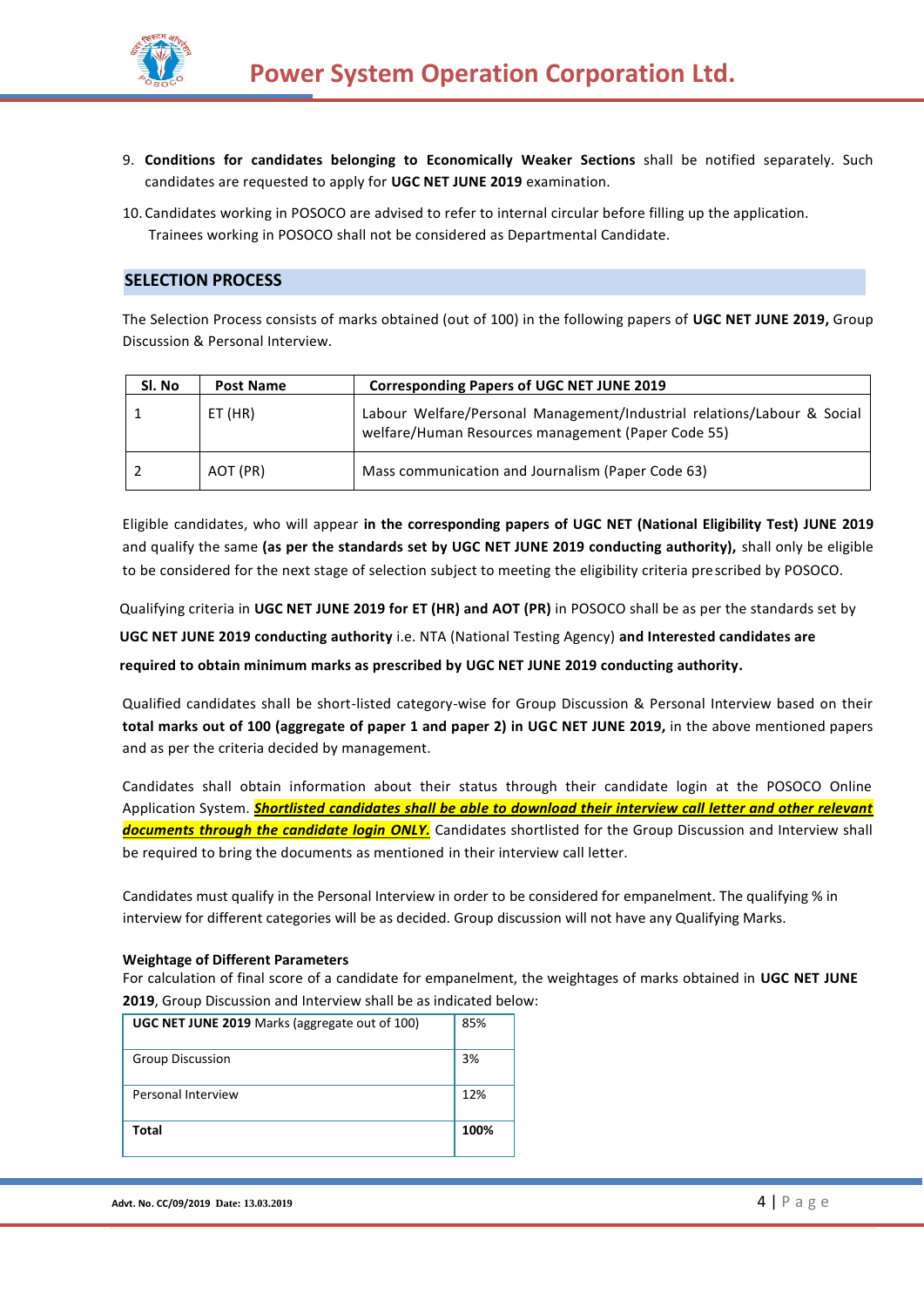9. **Conditions for candidates belonging to Economically Weaker Sections** shall be notified separately. Such candidates are requested to apply for **UGC NET JUNE 2019** examination.

10. Candidates working in POSOCO are advised to refer to internal circular before filling up the application. Trainees working in POSOCO shall not be considered as Departmental Candidate.

## SELECTION PROCESS

The Selection Process consists of marks obtained (out of 100) in the following papers of **UGC NET JUNE 2019,** Group Discussion & Personal Interview.

| Sl. No | Post Name | Corresponding Papers of UGC NET JUNE 2019 |
|---|---|---|
| 1 | ET (HR) | Labour Welfare/Personal Management/Industrial relations/Labour & Social welfare/Human Resources management (Paper Code 55) |
| 2 | AOT (PR) | Mass communication and Journalism (Paper Code 63) |

Eligible candidates, who will appear **in the corresponding papers of UGC NET (National Eligibility Test) JUNE 2019** and qualify the same **(as per the standards set by UGC NET JUNE 2019 conducting authority),** shall only be eligible to be considered for the next stage of selection subject to meeting the eligibility criteria prescribed by POSOCO.

Qualifying criteria in **UGC NET JUNE 2019 for ET (HR) and AOT (PR)** in POSOCO shall be as per the standards set by **UGC NET JUNE 2019 conducting authority** i.e. NTA (National Testing Agency) **and Interested candidates are required to obtain minimum marks as prescribed by UGC NET JUNE 2019 conducting authority.**

Qualified candidates shall be short-listed category-wise for Group Discussion & Personal Interview based on their **total marks out of 100 (aggregate of paper 1 and paper 2) in UGC NET JUNE 2019,** in the above mentioned papers and as per the criteria decided by management.

Candidates shall obtain information about their status through their candidate login at the POSOCO Online Application System. ***Shortlisted candidates shall be able to download their interview call letter and other relevant documents through the candidate login ONLY.*** Candidates shortlisted for the Group Discussion and Interview shall be required to bring the documents as mentioned in their interview call letter.

Candidates must qualify in the Personal Interview in order to be considered for empanelment. The qualifying % in interview for different categories will be as decided. Group discussion will not have any Qualifying Marks.

**Weightage of Different Parameters**

For calculation of final score of a candidate for empanelment, the weightages of marks obtained in **UGC NET JUNE 2019**, Group Discussion and Interview shall be as indicated below:

| Parameter | Weightage |
|---|---|
| **UGC NET JUNE 2019** Marks (aggregate out of 100) | 85% |
| Group Discussion | 3% |
| Personal Interview | 12% |
| **Total** | **100%** |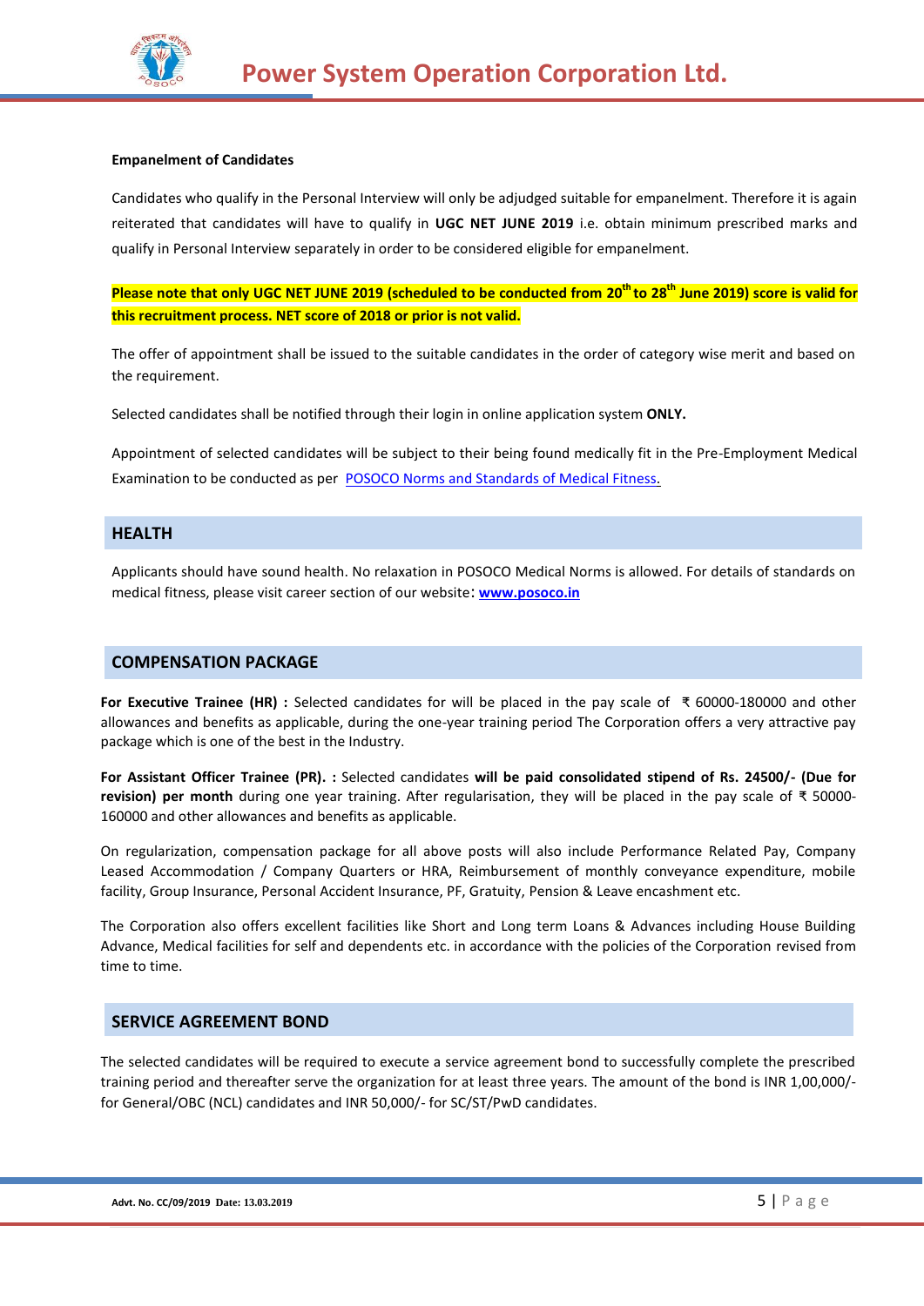**Empanelment of Candidates**

Candidates who qualify in the Personal Interview will only be adjudged suitable for empanelment. Therefore it is again reiterated that candidates will have to qualify in **UGC NET JUNE 2019** i.e. obtain minimum prescribed marks and qualify in Personal Interview separately in order to be considered eligible for empanelment.

**Please note that only UGC NET JUNE 2019 (scheduled to be conducted from 20th to 28th June 2019) score is valid for this recruitment process. NET score of 2018 or prior is not valid.**

The offer of appointment shall be issued to the suitable candidates in the order of category wise merit and based on the requirement.

Selected candidates shall be notified through their login in online application system **ONLY.**

Appointment of selected candidates will be subject to their being found medically fit in the Pre-Employment Medical Examination to be conducted as per POSOCO Norms and Standards of Medical Fitness.

## HEALTH

Applicants should have sound health. No relaxation in POSOCO Medical Norms is allowed. For details of standards on medical fitness, please visit career section of our website: **www.posoco.in**

## COMPENSATION PACKAGE

**For Executive Trainee (HR) :** Selected candidates for will be placed in the pay scale of ₹ 60000-180000 and other allowances and benefits as applicable, during the one-year training period The Corporation offers a very attractive pay package which is one of the best in the Industry.

**For Assistant Officer Trainee (PR). :** Selected candidates **will be paid consolidated stipend of Rs. 24500/- (Due for revision) per month** during one year training. After regularisation, they will be placed in the pay scale of ₹ 50000-160000 and other allowances and benefits as applicable.

On regularization, compensation package for all above posts will also include Performance Related Pay, Company Leased Accommodation / Company Quarters or HRA, Reimbursement of monthly conveyance expenditure, mobile facility, Group Insurance, Personal Accident Insurance, PF, Gratuity, Pension & Leave encashment etc.

The Corporation also offers excellent facilities like Short and Long term Loans & Advances including House Building Advance, Medical facilities for self and dependents etc. in accordance with the policies of the Corporation revised from time to time.

## SERVICE AGREEMENT BOND

The selected candidates will be required to execute a service agreement bond to successfully complete the prescribed training period and thereafter serve the organization for at least three years. The amount of the bond is INR 1,00,000/- for General/OBC (NCL) candidates and INR 50,000/- for SC/ST/PwD candidates.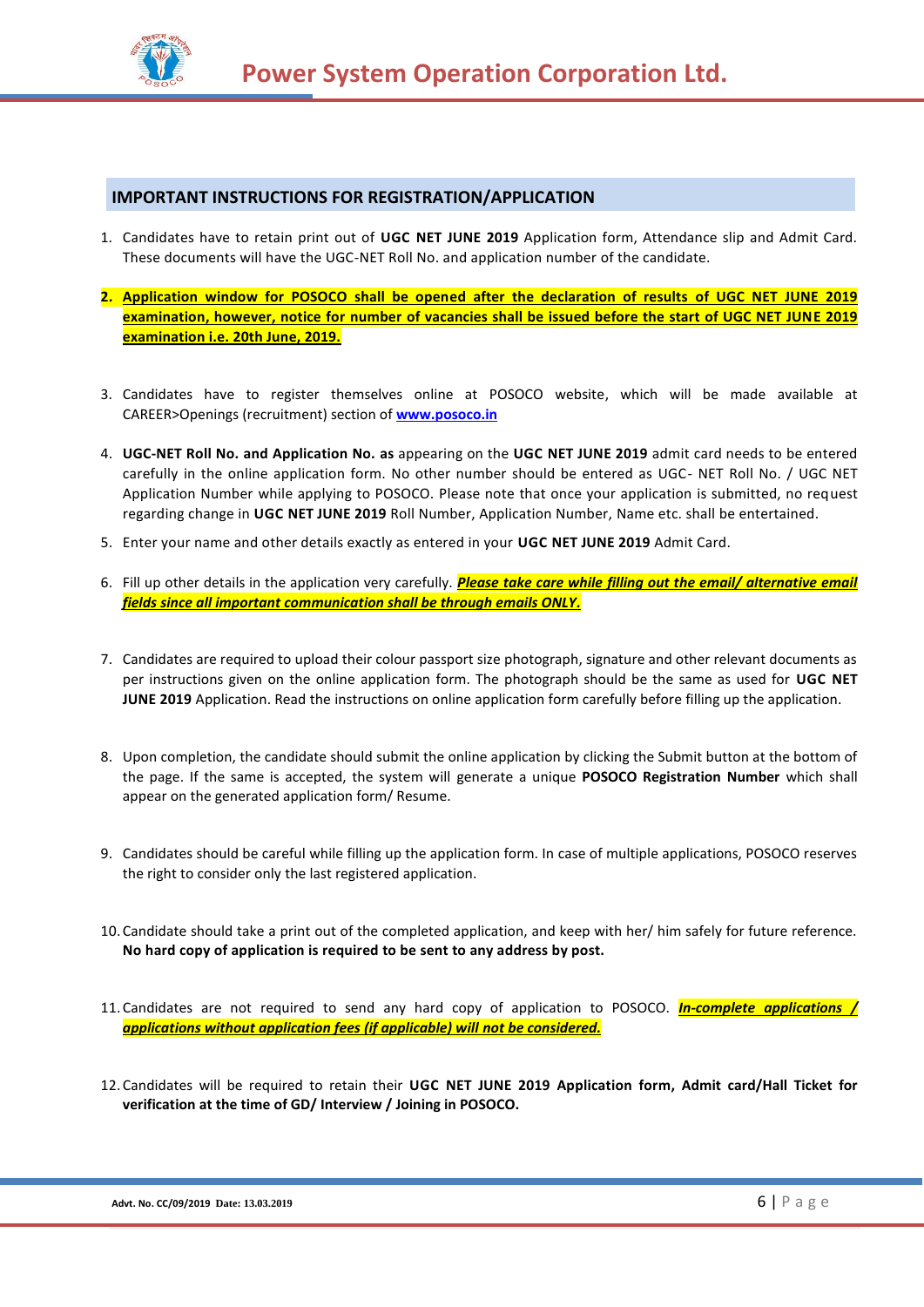## IMPORTANT INSTRUCTIONS FOR REGISTRATION/APPLICATION

1. Candidates have to retain print out of **UGC NET JUNE 2019** Application form, Attendance slip and Admit Card. These documents will have the UGC-NET Roll No. and application number of the candidate.

2. **Application window for POSOCO shall be opened after the declaration of results of UGC NET JUNE 2019 examination, however, notice for number of vacancies shall be issued before the start of UGC NET JUNE 2019 examination i.e. 20th June, 2019.**

3. Candidates have to register themselves online at POSOCO website, which will be made available at CAREER>Openings (recruitment) section of **www.posoco.in**

4. **UGC-NET Roll No. and Application No. as** appearing on the **UGC NET JUNE 2019** admit card needs to be entered carefully in the online application form. No other number should be entered as UGC- NET Roll No. / UGC NET Application Number while applying to POSOCO. Please note that once your application is submitted, no request regarding change in **UGC NET JUNE 2019** Roll Number, Application Number, Name etc. shall be entertained.

5. Enter your name and other details exactly as entered in your **UGC NET JUNE 2019** Admit Card.

6. Fill up other details in the application very carefully. ***Please take care while filling out the email/ alternative email fields since all important communication shall be through emails ONLY.***

7. Candidates are required to upload their colour passport size photograph, signature and other relevant documents as per instructions given on the online application form. The photograph should be the same as used for **UGC NET JUNE 2019** Application. Read the instructions on online application form carefully before filling up the application.

8. Upon completion, the candidate should submit the online application by clicking the Submit button at the bottom of the page. If the same is accepted, the system will generate a unique **POSOCO Registration Number** which shall appear on the generated application form/ Resume.

9. Candidates should be careful while filling up the application form. In case of multiple applications, POSOCO reserves the right to consider only the last registered application.

10. Candidate should take a print out of the completed application, and keep with her/ him safely for future reference. **No hard copy of application is required to be sent to any address by post.**

11. Candidates are not required to send any hard copy of application to POSOCO. ***In-complete applications / applications without application fees (if applicable) will not be considered.***

12. Candidates will be required to retain their **UGC NET JUNE 2019 Application form, Admit card/Hall Ticket for verification at the time of GD/ Interview / Joining in POSOCO.**

Advt. No. CC/09/2019 Date: 13.03.2019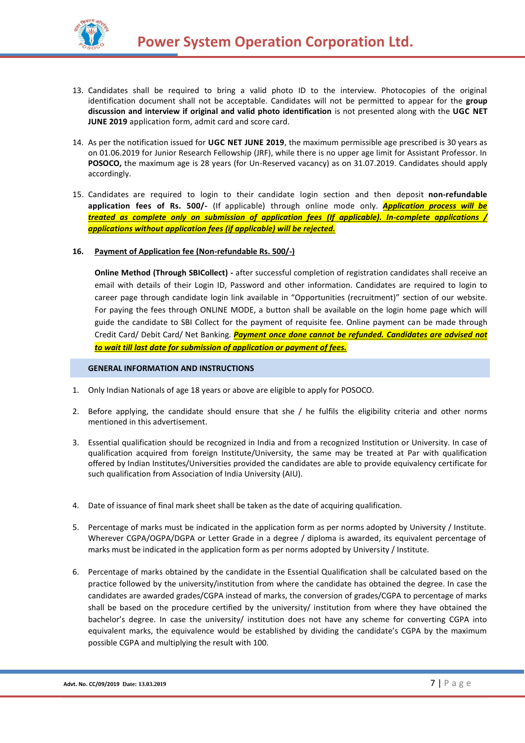13. Candidates shall be required to bring a valid photo ID to the interview. Photocopies of the original identification document shall not be acceptable. Candidates will not be permitted to appear for the **group discussion and interview if original and valid photo identification** is not presented along with the **UGC NET JUNE 2019** application form, admit card and score card.

14. As per the notification issued for **UGC NET JUNE 2019**, the maximum permissible age prescribed is 30 years as on 01.06.2019 for Junior Research Fellowship (JRF), while there is no upper age limit for Assistant Professor. In **POSOCO,** the maximum age is 28 years (for Un-Reserved vacancy) as on 31.07.2019. Candidates should apply accordingly.

15. Candidates are required to login to their candidate login section and then deposit **non-refundable application fees of Rs. 500/-** (If applicable) through online mode only. ***Application process will be treated as complete only on submission of application fees (If applicable). In-complete applications / applications without application fees (if applicable) will be rejected.***

**16. Payment of Application fee (Non-refundable Rs. 500/-)**

**Online Method (Through SBICollect) -** after successful completion of registration candidates shall receive an email with details of their Login ID, Password and other information. Candidates are required to login to career page through candidate login link available in "Opportunities (recruitment)" section of our website. For paying the fees through ONLINE MODE, a button shall be available on the login home page which will guide the candidate to SBI Collect for the payment of requisite fee. Online payment can be made through Credit Card/ Debit Card/ Net Banking. ***Payment once done cannot be refunded. Candidates are advised not to wait till last date for submission of application or payment of fees.***

## GENERAL INFORMATION AND INSTRUCTIONS

1. Only Indian Nationals of age 18 years or above are eligible to apply for POSOCO.

2. Before applying, the candidate should ensure that she / he fulfils the eligibility criteria and other norms mentioned in this advertisement.

3. Essential qualification should be recognized in India and from a recognized Institution or University. In case of qualification acquired from foreign Institute/University, the same may be treated at Par with qualification offered by Indian Institutes/Universities provided the candidates are able to provide equivalency certificate for such qualification from Association of India University (AIU).

4. Date of issuance of final mark sheet shall be taken as the date of acquiring qualification.

5. Percentage of marks must be indicated in the application form as per norms adopted by University / Institute. Wherever CGPA/OGPA/DGPA or Letter Grade in a degree / diploma is awarded, its equivalent percentage of marks must be indicated in the application form as per norms adopted by University / Institute.

6. Percentage of marks obtained by the candidate in the Essential Qualification shall be calculated based on the practice followed by the university/institution from where the candidate has obtained the degree. In case the candidates are awarded grades/CGPA instead of marks, the conversion of grades/CGPA to percentage of marks shall be based on the procedure certified by the university/ institution from where they have obtained the bachelor's degree. In case the university/ institution does not have any scheme for converting CGPA into equivalent marks, the equivalence would be established by dividing the candidate's CGPA by the maximum possible CGPA and multiplying the result with 100.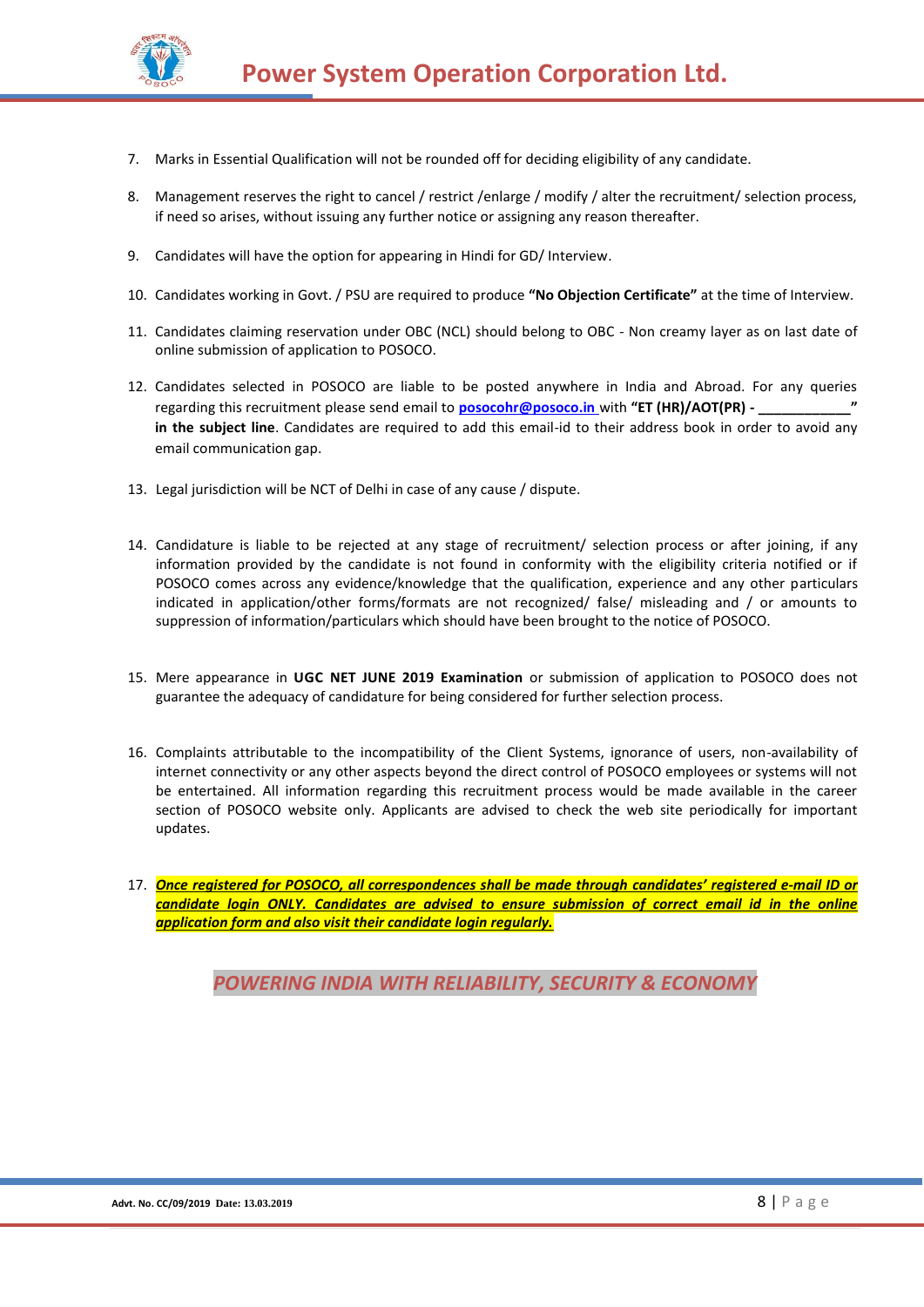7. Marks in Essential Qualification will not be rounded off for deciding eligibility of any candidate.

8. Management reserves the right to cancel / restrict /enlarge / modify / alter the recruitment/ selection process, if need so arises, without issuing any further notice or assigning any reason thereafter.

9. Candidates will have the option for appearing in Hindi for GD/ Interview.

10. Candidates working in Govt. / PSU are required to produce **"No Objection Certificate"** at the time of Interview.

11. Candidates claiming reservation under OBC (NCL) should belong to OBC - Non creamy layer as on last date of online submission of application to POSOCO.

12. Candidates selected in POSOCO are liable to be posted anywhere in India and Abroad. For any queries regarding this recruitment please send email to **posocohr@posoco.in** with **"ET (HR)/AOT(PR) - ____________" in the subject line**. Candidates are required to add this email-id to their address book in order to avoid any email communication gap.

13. Legal jurisdiction will be NCT of Delhi in case of any cause / dispute.

14. Candidature is liable to be rejected at any stage of recruitment/ selection process or after joining, if any information provided by the candidate is not found in conformity with the eligibility criteria notified or if POSOCO comes across any evidence/knowledge that the qualification, experience and any other particulars indicated in application/other forms/formats are not recognized/ false/ misleading and / or amounts to suppression of information/particulars which should have been brought to the notice of POSOCO.

15. Mere appearance in **UGC NET JUNE 2019 Examination** or submission of application to POSOCO does not guarantee the adequacy of candidature for being considered for further selection process.

16. Complaints attributable to the incompatibility of the Client Systems, ignorance of users, non-availability of internet connectivity or any other aspects beyond the direct control of POSOCO employees or systems will not be entertained. All information regarding this recruitment process would be made available in the career section of POSOCO website only. Applicants are advised to check the web site periodically for important updates.

17. ***Once registered for POSOCO, all correspondences shall be made through candidates' registered e-mail ID or candidate login ONLY. Candidates are advised to ensure submission of correct email id in the online application form and also visit their candidate login regularly.***

*POWERING INDIA WITH RELIABILITY, SECURITY & ECONOMY*